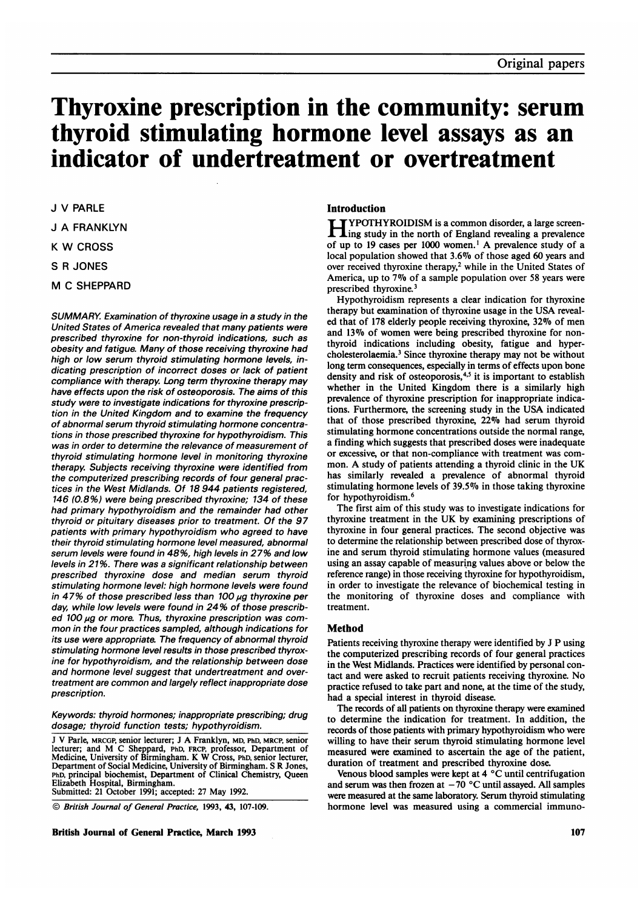Original papers

# Thyroxine prescription in the community: serum thyroid stimulating hormone level assays as an indicator of undertreatment or overtreatment

J V PARLE

J A FRANKLYN

K W CROSS

S R JONES

M C SHEPPARD

*SUMMARY. Examination of thyroxine usage in a study in the United States of America revealed that many patients were prescribed thyroxine for non-thyroid indications, such as obesity and fatigue. Many of those receiving thyroxine had high or low serum thyroid stimulating hormone levels, indicating prescription of incorrect doses or lack of patient compliance with therapy. Long term thyroxine therapy may have effects upon the risk of osteoporosis. The aims of this study were to investigate indications for thyroxine prescription in the United Kingdom and to examine the frequency of abnormal serum thyroid stimulating hormone concentrations in those prescribed thyroxine for hypothyroidism. This was in order to determine the relevance of measurement of thyroid stimulating hormone level in monitoring thyroxine therapy. Subjects receiving thyroxine were identified from the computerized prescribing records of four general practices in the West Midlands. Of 18 944 patients registered, 146 (0.8%) were being prescribed thyroxine; 134 of these had primary hypothyroidism and the remainder had other thyroid or pituitary diseases prior to treatment. Of the 97 patients with primary hypothyroidism who agreed to have their thyroid stimulating hormone level measured, abnormal serum levels were found in 48%, high levels in 27% and low levels in 21%. There was a significant relationship between prescribed thyroxine dose and median serum thyroid stimulating hormone level: high hormone levels were found in 47% of those prescribed less than 100 μg thyroxine per day, while low levels were found in 24% of those prescribed 100 μg or more. Thus, thyroxine prescription was common in the four practices sampled, although indications for its use were appropriate. The frequency of abnormal thyroid stimulating hormone level results in those prescribed thyroxine for hypothyroidism, and the relationship between dose and hormone level suggest that undertreatment and overtreatment are common and largely reflect inappropriate dose prescription.*

*Keywords: thyroid hormones; inappropriate prescribing; drug dosage; thyroid function tests; hypothyroidism.*

J V Parle, MRCGP, senior lecturer; J A Franklyn, MD, PhD, MRCP, senior lecturer; and M C Sheppard, PhD, FRCP, professor, Department of Medicine, University of Birmingham. K W Cross, PhD, senior lecturer, Department of Social Medicine, University of Birmingham. S R Jones, PhD, principal biochemist, Department of Clinical Chemistry, Queen Elizabeth Hospital, Birmingham.
Submitted: 21 October 1991; accepted: 27 May 1992.

© *British Journal of General Practice*, 1993, **43**, 107-109.

## Introduction

HYPOTHYROIDISM is a common disorder, a large screening study in the north of England revealing a prevalence of up to 19 cases per 1000 women.[1] A prevalence study of a local population showed that 3.6% of those aged 60 years and over received thyroxine therapy,[2] while in the United States of America, up to 7% of a sample population over 58 years were prescribed thyroxine.[3]

Hypothyroidism represents a clear indication for thyroxine therapy but examination of thyroxine usage in the USA revealed that of 178 elderly people receiving thyroxine, 32% of men and 13% of women were being prescribed thyroxine for non-thyroid indications including obesity, fatigue and hypercholesterolaemia.[3] Since thyroxine therapy may not be without long term consequences, especially in terms of effects upon bone density and risk of osteoporosis,[4,5] it is important to establish whether in the United Kingdom there is a similarly high prevalence of thyroxine prescription for inappropriate indications. Furthermore, the screening study in the USA indicated that of those prescribed thyroxine, 22% had serum thyroid stimulating hormone concentrations outside the normal range, a finding which suggests that prescribed doses were inadequate or excessive, or that non-compliance with treatment was common. A study of patients attending a thyroid clinic in the UK has similarly revealed a prevalence of abnormal thyroid stimulating hormone levels of 39.5% in those taking thyroxine for hypothyroidism.[6]

The first aim of this study was to investigate indications for thyroxine treatment in the UK by examining prescriptions of thyroxine in four general practices. The second objective was to determine the relationship between prescribed dose of thyroxine and serum thyroid stimulating hormone values (measured using an assay capable of measuring values above or below the reference range) in those receiving thyroxine for hypothyroidism, in order to investigate the relevance of biochemical testing in the monitoring of thyroxine doses and compliance with treatment.

## Method

Patients receiving thyroxine therapy were identified by J P using the computerized prescribing records of four general practices in the West Midlands. Practices were identified by personal contact and were asked to recruit patients receiving thyroxine. No practice refused to take part and none, at the time of the study, had a special interest in thyroid disease.

The records of all patients on thyroxine therapy were examined to determine the indication for treatment. In addition, the records of those patients with primary hypothyroidism who were willing to have their serum thyroid stimulating hormone level measured were examined to ascertain the age of the patient, duration of treatment and prescribed thyroxine dose.

Venous blood samples were kept at 4 °C until centrifugation and serum was then frozen at −70 °C until assayed. All samples were measured at the same laboratory. Serum thyroid stimulating hormone level was measured using a commercial immuno-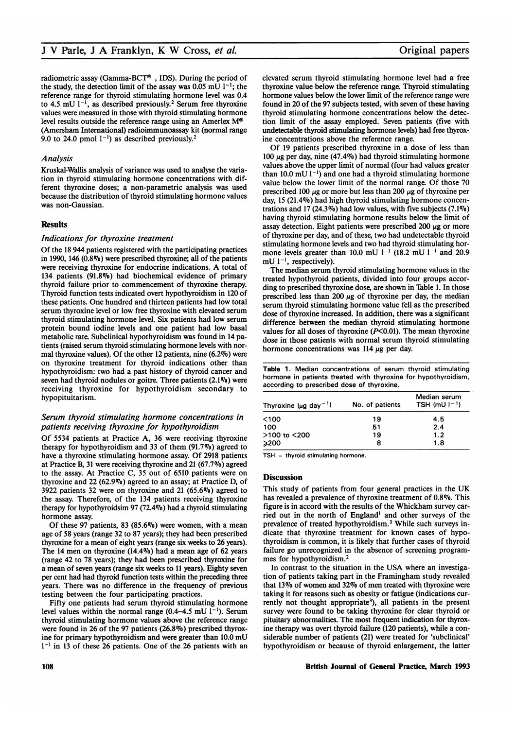radiometric assay (Gamma-BCT®, IDS). During the period of the study, the detection limit of the assay was 0.05 mU $l^{-1}$; the reference range for thyroid stimulating hormone level was 0.4 to 4.5 mU $l^{-1}$, as described previously.[2] Serum free thyroxine values were measured in those with thyroid stimulating hormone level results outside the reference range using an Amerlex M® (Amersham International) radioimmunoassay kit (normal range 9.0 to 24.0 pmol $l^{-1}$) as described previously.[2]

### *Analysis*

Kruskal-Wallis analysis of variance was used to analyse the variation in thyroid stimulating hormone concentrations with different thyroxine doses; a non-parametric analysis was used because the distribution of thyroid stimulating hormone values was non-Gaussian.

## Results

### *Indications for thyroxine treatment*

Of the 18 944 patients registered with the participating practices in 1990, 146 (0.8%) were prescribed thyroxine; all of the patients were receiving thyroxine for endocrine indications. A total of 134 patients (91.8%) had biochemical evidence of primary thyroid failure prior to commencement of thyroxine therapy. Thyroid function tests indicated overt hypothyroidism in 120 of these patients. One hundred and thirteen patients had low total serum thyroxine level or low free thyroxine with elevated serum thyroid stimulating hormone level. Six patients had low serum protein bound iodine levels and one patient had low basal metabolic rate. Subclinical hypothyroidism was found in 14 patients (raised serum thyroid stimulating hormone levels with normal thyroxine values). Of the other 12 patients, nine (6.2%) were on thyroxine treatment for thyroid indications other than hypothyroidism: two had a past history of thyroid cancer and seven had thyroid nodules or goitre. Three patients (2.1%) were receiving thyroxine for hypothyroidism secondary to hypopituitarism.

### *Serum thyroid stimulating hormone concentrations in patients receiving thyroxine for hypothyroidism*

Of 5534 patients at Practice A, 36 were receiving thyroxine therapy for hypothyroidism and 33 of them (91.7%) agreed to have a thyroxine stimulating hormone assay. Of 2918 patients at Practice B, 31 were receiving thyroxine and 21 (67.7%) agreed to the assay. At Practice C, 35 out of 6510 patients were on thyroxine and 22 (62.9%) agreed to an assay; at Practice D, of 3922 patients 32 were on thyroxine and 21 (65.6%) agreed to the assay. Therefore, of the 134 patients receiving thyroxine therapy for hypothyroidsim 97 (72.4%) had a thyroid stimulating hormone assay.

Of these 97 patients, 83 (85.6%) were women, with a mean age of 58 years (range 32 to 87 years); they had been prescribed thyroxine for a mean of eight years (range six weeks to 26 years). The 14 men on thyroxine (14.4%) had a mean age of 62 years (range 42 to 78 years); they had been prescribed thyroxine for a mean of seven years (range six weeks to 11 years). Eighty seven per cent had had thyroid function tests within the preceding three years. There was no difference in the frequency of previous testing between the four participating practices.

Fifty one patients had serum thyroid stimulating hormone level values within the normal range (0.4–4.5 mU $l^{-1}$). Serum thyroid stimulating hormone values above the reference range were found in 26 of the 97 patients (26.8%) prescribed thyroxine for primary hypothyroidism and were greater than 10.0 mU $l^{-1}$ in 13 of these 26 patients. One of the 26 patients with an elevated serum thyroid stimulating hormone level had a free thyroxine value below the reference range. Thyroid stimulating hormone values below the lower limit of the reference range were found in 20 of the 97 subjects tested, with seven of these having thyroid stimulating hormone concentrations below the detection limit of the assay employed. Seven patients (five with undetectable thyroid stimulating hormone levels) had free thyroxine concentrations above the reference range.

Of 19 patients prescribed thyroxine in a dose of less than 100 μg per day, nine (47.4%) had thyroid stimulating hormone values above the upper limit of normal (four had values greater than 10.0 mU $l^{-1}$) and one had a thyroid stimulating hormone value below the lower limit of the normal range. Of those 70 prescribed 100 μg or more but less than 200 μg of thyroxine per day, 15 (21.4%) had high thyroid stimulating hormone concentrations and 17 (24.3%) had low values, with five subjects (7.1%) having thyroid stimulating hormone results below the limit of assay detection. Eight patients were prescribed 200 μg or more of thyroxine per day, and of these, two had undetectable thyroid stimulating hormone levels and two had thyroid stimulating hormone levels greater than 10.0 mU $l^{-1}$ (18.2 mU $l^{-1}$ and 20.9 mU $l^{-1}$, respectively).

The median serum thyroid stimulating hormone values in the treated hypothyroid patients, divided into four groups according to prescribed thyroxine dose, are shown in Table 1. In those prescribed less than 200 μg of thyroxine per day, the median serum thyroid stimulating hormone value fell as the prescribed dose of thyroxine increased. In addition, there was a significant difference between the median thyroid stimulating hormone values for all doses of thyroxine ($P<0.01$). The mean thyroxine dose in those patients with normal serum thyroid stimulating hormone concentrations was 114 μg per day.

**Table 1.** Median concentrations of serum thyroid stimulating hormone in patients treated with thyroxine for hypothyroidism, according to prescribed dose of thyroxine.

| Thyroxine (μg $day^{-1}$) | No. of patients | Median serum TSH (mU $l^{-1}$) |
|---|---|---|
| <100 | 19 | 4.5 |
| 100 | 51 | 2.4 |
| >100 to <200 | 19 | 1.2 |
| ≥200 | 8 | 1.8 |

TSH = thyroid stimulating hormone.

## Discussion

This study of patients from four general practices in the UK has revealed a prevalence of thyroxine treatment of 0.8%. This figure is in accord with the results of the Whickham survey carried out in the north of England[1] and other surveys of the prevalence of treated hypothyroidism.[3] While such surveys indicate that thyroxine treatment for known cases of hypothyroidism is common, it is likely that further cases of thyroid failure go unrecognized in the absence of screening programmes for hypothyroidism.[2]

In contrast to the situation in the USA where an investigation of patients taking part in the Framingham study revealed that 13% of women and 32% of men treated with thyroxine were taking it for reasons such as obesity or fatigue (indications currently not thought appropriate[3]), all patients in the present survey were found to be taking thyroxine for clear thyroid or pituitary abnormalities. The most frequent indication for thyroxine therapy was overt thyroid failure (120 patients), while a considerable number of patients (21) were treated for 'subclinical' hypothyroidism or because of thyroid enlargement, the latter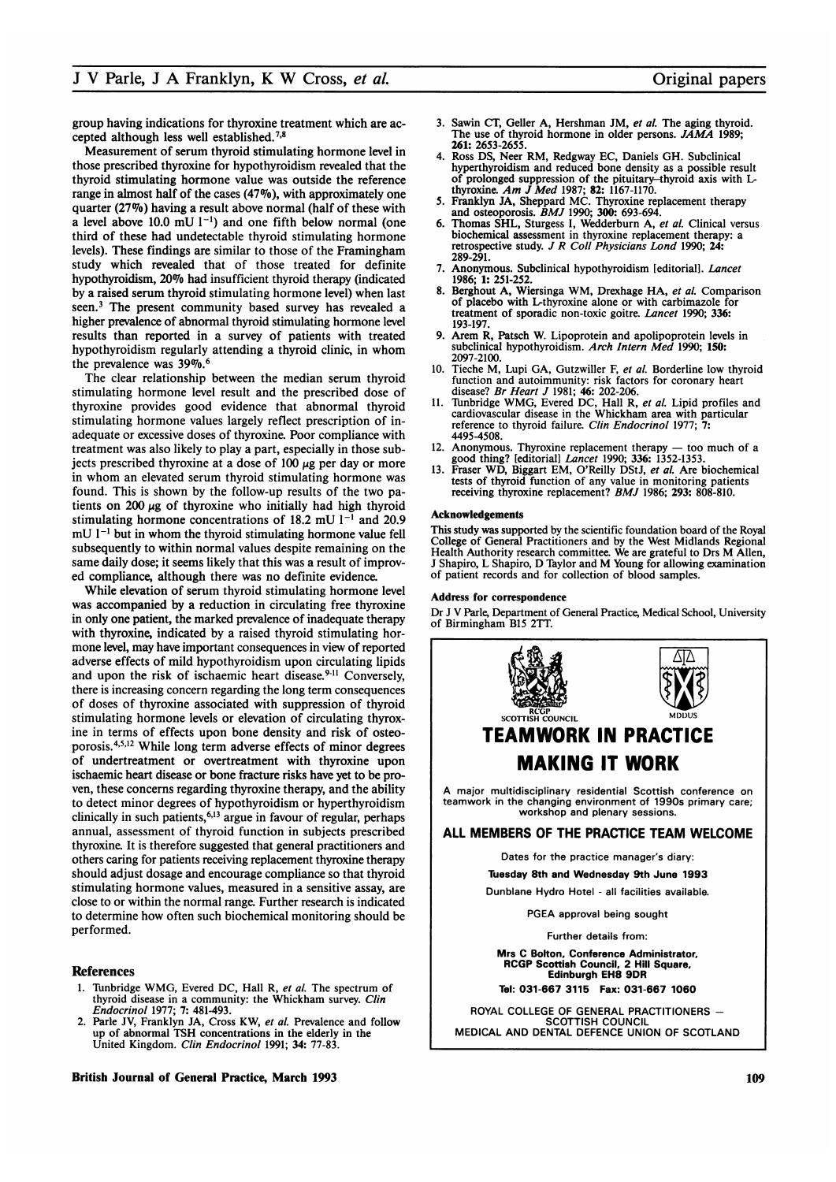group having indications for thyroxine treatment which are accepted although less well established.[7,8]

Measurement of serum thyroid stimulating hormone level in those prescribed thyroxine for hypothyroidism revealed that the thyroid stimulating hormone value was outside the reference range in almost half of the cases (47%), with approximately one quarter (27%) having a result above normal (half of these with a level above 10.0 mU $l^{-1}$) and one fifth below normal (one third of these had undetectable thyroid stimulating hormone levels). These findings are similar to those of the Framingham study which revealed that of those treated for definite hypothyroidism, 20% had insufficient thyroid therapy (indicated by a raised serum thyroid stimulating hormone level) when last seen.[3] The present community based survey has revealed a higher prevalence of abnormal thyroid stimulating hormone level results than reported in a survey of patients with treated hypothyroidism regularly attending a thyroid clinic, in whom the prevalence was 39%.[6]

The clear relationship between the median serum thyroid stimulating hormone level result and the prescribed dose of thyroxine provides good evidence that abnormal thyroid stimulating hormone values largely reflect prescription of inadequate or excessive doses of thyroxine. Poor compliance with treatment was also likely to play a part, especially in those subjects prescribed thyroxine at a dose of 100 μg per day or more in whom an elevated serum thyroid stimulating hormone was found. This is shown by the follow-up results of the two patients on 200 μg of thyroxine who initially had high thyroid stimulating hormone concentrations of 18.2 mU $l^{-1}$ and 20.9 mU $l^{-1}$ but in whom the thyroid stimulating hormone value fell subsequently to within normal values despite remaining on the same daily dose; it seems likely that this was a result of improved compliance, although there was no definite evidence.

While elevation of serum thyroid stimulating hormone level was accompanied by a reduction in circulating free thyroxine in only one patient, the marked prevalence of inadequate therapy with thyroxine, indicated by a raised thyroid stimulating hormone level, may have important consequences in view of reported adverse effects of mild hypothyroidism upon circulating lipids and upon the risk of ischaemic heart disease.[9-11] Conversely, there is increasing concern regarding the long term consequences of doses of thyroxine associated with suppression of thyroid stimulating hormone levels or elevation of circulating thyroxine in terms of effects upon bone density and risk of osteoporosis.[4,5,12] While long term adverse effects of minor degrees of undertreatment or overtreatment with thyroxine upon ischaemic heart disease or bone fracture risks have yet to be proven, these concerns regarding thyroxine therapy, and the ability to detect minor degrees of hypothyroidism or hyperthyroidism clinically in such patients,[6,13] argue in favour of regular, perhaps annual, assessment of thyroid function in subjects prescribed thyroxine. It is therefore suggested that general practitioners and others caring for patients receiving replacement thyroxine therapy should adjust dosage and encourage compliance so that thyroid stimulating hormone values, measured in a sensitive assay, are close to or within the normal range. Further research is indicated to determine how often such biochemical monitoring should be performed.

## References

1. Tunbridge WMG, Evered DC, Hall R, *et al.* The spectrum of thyroid disease in a community: the Whickham survey. *Clin Endocrinol* 1977; **7:** 481-493.
2. Parle JV, Franklyn JA, Cross KW, *et al.* Prevalence and follow up of abnormal TSH concentrations in the elderly in the United Kingdom. *Clin Endocrinol* 1991; **34:** 77-83.
3. Sawin CT, Geller A, Hershman JM, *et al.* The aging thyroid. The use of thyroid hormone in older persons. *JAMA* 1989; **261:** 2653-2655.
4. Ross DS, Neer RM, Redgway EC, Daniels GH. Subclinical hyperthyroidism and reduced bone density as a possible result of prolonged suppression of the pituitary–thyroid axis with L-thyroxine. *Am J Med* 1987; **82:** 1167-1170.
5. Franklyn JA, Sheppard MC. Thyroxine replacement therapy and osteoporosis. *BMJ* 1990; **300:** 693-694.
6. Thomas SHL, Sturgess I, Wedderburn A, *et al.* Clinical versus biochemical assessment in thyroxine replacement therapy: a retrospective study. *J R Coll Physicians Lond* 1990; **24:** 289-291.
7. Anonymous. Subclinical hypothyroidism [editorial]. *Lancet* 1986; **1:** 251-252.
8. Berghout A, Wiersinga WM, Drexhage HA, *et al.* Comparison of placebo with L-thyroxine alone or with carbimazole for treatment of sporadic non-toxic goitre. *Lancet* 1990; **336:** 193-197.
9. Arem R, Patsch W. Lipoprotein and apolipoprotein levels in subclinical hypothyroidism. *Arch Intern Med* 1990; **150:** 2097-2100.
10. Tieche M, Lupi GA, Gutzwiller F, *et al.* Borderline low thyroid function and autoimmunity: risk factors for coronary heart disease? *Br Heart J* 1981; **46:** 202-206.
11. Tunbridge WMG, Evered DC, Hall R, *et al.* Lipid profiles and cardiovascular disease in the Whickham area with particular reference to thyroid failure. *Clin Endocrinol* 1977; **7:** 4495-4508.
12. Anonymous. Thyroxine replacement therapy — too much of a good thing? [editorial] *Lancet* 1990; **336:** 1352-1353.
13. Fraser WD, Biggart EM, O'Reilly DStJ, *et al.* Are biochemical tests of thyroid function of any value in monitoring patients receiving thyroxine replacement? *BMJ* 1986; **293:** 808-810.

### Acknowledgements

This study was supported by the scientific foundation board of the Royal College of General Practitioners and by the West Midlands Regional Health Authority research committee. We are grateful to Drs M Allen, J Shapiro, L Shapiro, D Taylor and M Young for allowing examination of patient records and for collection of blood samples.

### Address for correspondence

Dr J V Parle, Department of General Practice, Medical School, University of Birmingham B15 2TT.

RCGP SCOTTISH COUNCIL

MDDUS

## TEAMWORK IN PRACTICE MAKING IT WORK

A major multidisciplinary residential Scottish conference on teamwork in the changing environment of 1990s primary care; workshop and plenary sessions.

**ALL MEMBERS OF THE PRACTICE TEAM WELCOME**

Dates for the practice manager's diary:

**Tuesday 8th and Wednesday 9th June 1993**

Dunblane Hydro Hotel - all facilities available.

PGEA approval being sought

Further details from:

**Mrs C Bolton, Conference Administrator, RCGP Scottish Council, 2 Hill Square, Edinburgh EH8 9DR**

**Tel: 031-667 3115 Fax: 031-667 1060**

ROYAL COLLEGE OF GENERAL PRACTITIONERS — SCOTTISH COUNCIL
MEDICAL AND DENTAL DEFENCE UNION OF SCOTLAND